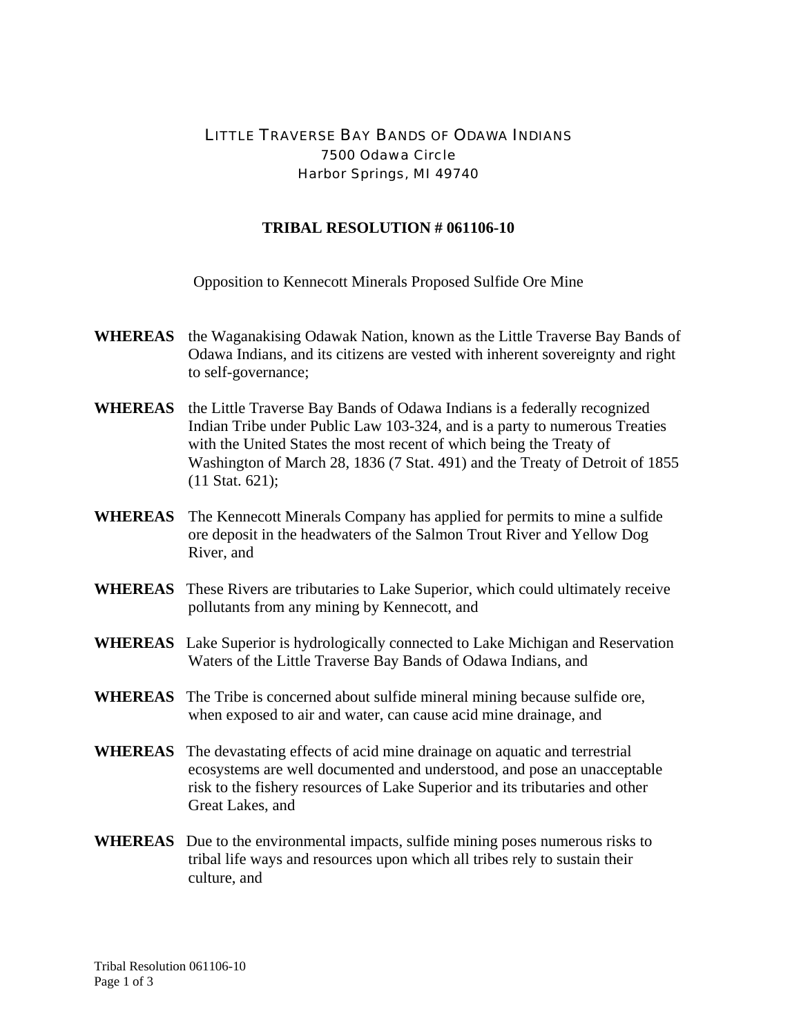LITTLE TRAVERSE BAY BANDS OF ODAWA INDIANS
7500 Odawa Circle
Harbor Springs, MI 49740

# TRIBAL RESOLUTION # 061106-10

Opposition to Kennecott Minerals Proposed Sulfide Ore Mine

**WHEREAS** the Waganakising Odawak Nation, known as the Little Traverse Bay Bands of Odawa Indians, and its citizens are vested with inherent sovereignty and right to self-governance;

**WHEREAS** the Little Traverse Bay Bands of Odawa Indians is a federally recognized Indian Tribe under Public Law 103-324, and is a party to numerous Treaties with the United States the most recent of which being the Treaty of Washington of March 28, 1836 (7 Stat. 491) and the Treaty of Detroit of 1855 (11 Stat. 621);

**WHEREAS** The Kennecott Minerals Company has applied for permits to mine a sulfide ore deposit in the headwaters of the Salmon Trout River and Yellow Dog River, and

**WHEREAS** These Rivers are tributaries to Lake Superior, which could ultimately receive pollutants from any mining by Kennecott, and

**WHEREAS** Lake Superior is hydrologically connected to Lake Michigan and Reservation Waters of the Little Traverse Bay Bands of Odawa Indians, and

**WHEREAS** The Tribe is concerned about sulfide mineral mining because sulfide ore, when exposed to air and water, can cause acid mine drainage, and

**WHEREAS** The devastating effects of acid mine drainage on aquatic and terrestrial ecosystems are well documented and understood, and pose an unacceptable risk to the fishery resources of Lake Superior and its tributaries and other Great Lakes, and

**WHEREAS** Due to the environmental impacts, sulfide mining poses numerous risks to tribal life ways and resources upon which all tribes rely to sustain their culture, and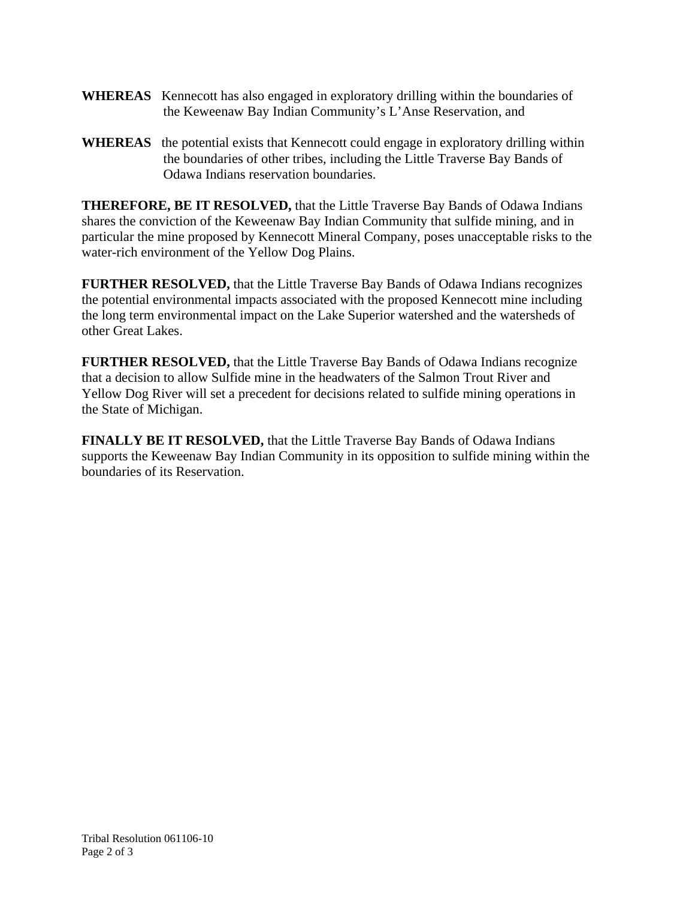**WHEREAS** Kennecott has also engaged in exploratory drilling within the boundaries of the Keweenaw Bay Indian Community's L'Anse Reservation, and

**WHEREAS** the potential exists that Kennecott could engage in exploratory drilling within the boundaries of other tribes, including the Little Traverse Bay Bands of Odawa Indians reservation boundaries.

**THEREFORE, BE IT RESOLVED,** that the Little Traverse Bay Bands of Odawa Indians shares the conviction of the Keweenaw Bay Indian Community that sulfide mining, and in particular the mine proposed by Kennecott Mineral Company, poses unacceptable risks to the water-rich environment of the Yellow Dog Plains.

**FURTHER RESOLVED,** that the Little Traverse Bay Bands of Odawa Indians recognizes the potential environmental impacts associated with the proposed Kennecott mine including the long term environmental impact on the Lake Superior watershed and the watersheds of other Great Lakes.

**FURTHER RESOLVED,** that the Little Traverse Bay Bands of Odawa Indians recognize that a decision to allow Sulfide mine in the headwaters of the Salmon Trout River and Yellow Dog River will set a precedent for decisions related to sulfide mining operations in the State of Michigan.

**FINALLY BE IT RESOLVED,** that the Little Traverse Bay Bands of Odawa Indians supports the Keweenaw Bay Indian Community in its opposition to sulfide mining within the boundaries of its Reservation.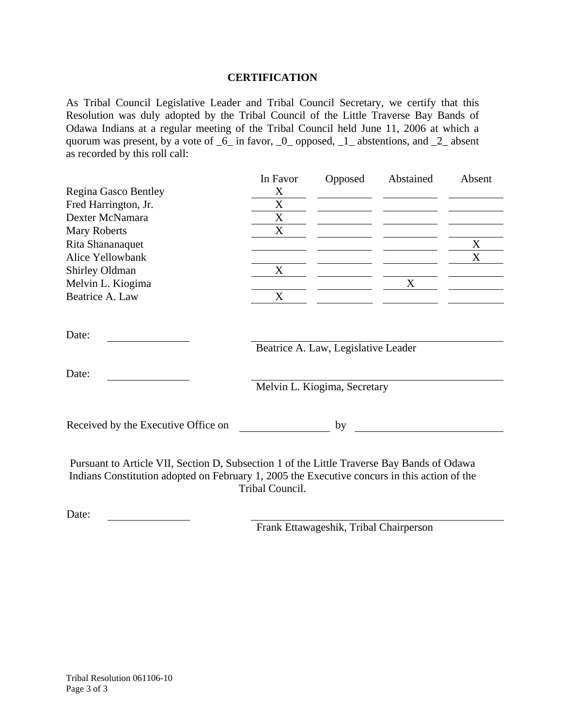## CERTIFICATION

As Tribal Council Legislative Leader and Tribal Council Secretary, we certify that this Resolution was duly adopted by the Tribal Council of the Little Traverse Bay Bands of Odawa Indians at a regular meeting of the Tribal Council held June 11, 2006 at which a quorum was present, by a vote of _6_ in favor, _0_ opposed, _1_ abstentions, and _2_ absent as recorded by this roll call:

| | In Favor | Opposed | Abstained | Absent |
|---|---|---|---|---|
| Regina Gasco Bentley | X | | | |
| Fred Harrington, Jr. | X | | | |
| Dexter McNamara | X | | | |
| Mary Roberts | X | | | |
| Rita Shananaquet | | | | X |
| Alice Yellowbank | | | | X |
| Shirley Oldman | X | | | |
| Melvin L. Kiogima | | | X | |
| Beatrice A. Law | X | | | |

Date: ______________ ________________________________
Beatrice A. Law, Legislative Leader

Date: ______________ ________________________________
Melvin L. Kiogima, Secretary

Received by the Executive Office on ______________ by ________________________

Pursuant to Article VII, Section D, Subsection 1 of the Little Traverse Bay Bands of Odawa Indians Constitution adopted on February 1, 2005 the Executive concurs in this action of the Tribal Council.

Date: ______________ ________________________________
Frank Ettawageshik, Tribal Chairperson

Tribal Resolution 061106-10